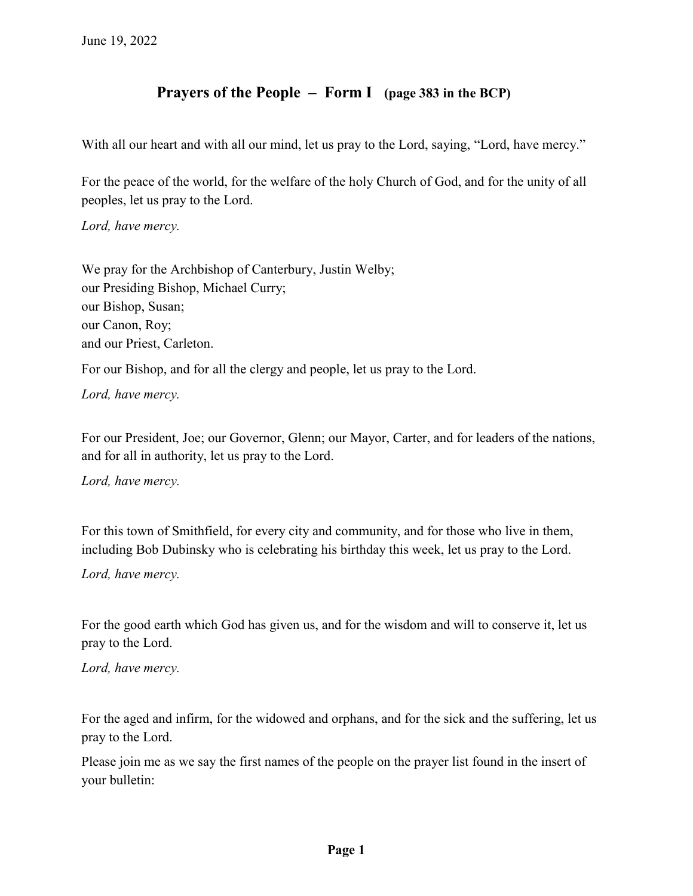June 19, 2022

## Prayers of the People – Form I (page 383 in the BCP)

With all our heart and with all our mind, let us pray to the Lord, saying, "Lord, have mercy."

For the peace of the world, for the welfare of the holy Church of God, and for the unity of all peoples, let us pray to the Lord.

*Lord, have mercy.*

We pray for the Archbishop of Canterbury, Justin Welby;
our Presiding Bishop, Michael Curry;
our Bishop, Susan;
our Canon, Roy;
and our Priest, Carleton.

For our Bishop, and for all the clergy and people, let us pray to the Lord.

*Lord, have mercy.*

For our President, Joe; our Governor, Glenn; our Mayor, Carter, and for leaders of the nations, and for all in authority, let us pray to the Lord.

*Lord, have mercy.*

For this town of Smithfield, for every city and community, and for those who live in them, including Bob Dubinsky who is celebrating his birthday this week, let us pray to the Lord.

*Lord, have mercy.*

For the good earth which God has given us, and for the wisdom and will to conserve it, let us pray to the Lord.

*Lord, have mercy.*

For the aged and infirm, for the widowed and orphans, and for the sick and the suffering, let us pray to the Lord.

Please join me as we say the first names of the people on the prayer list found in the insert of your bulletin: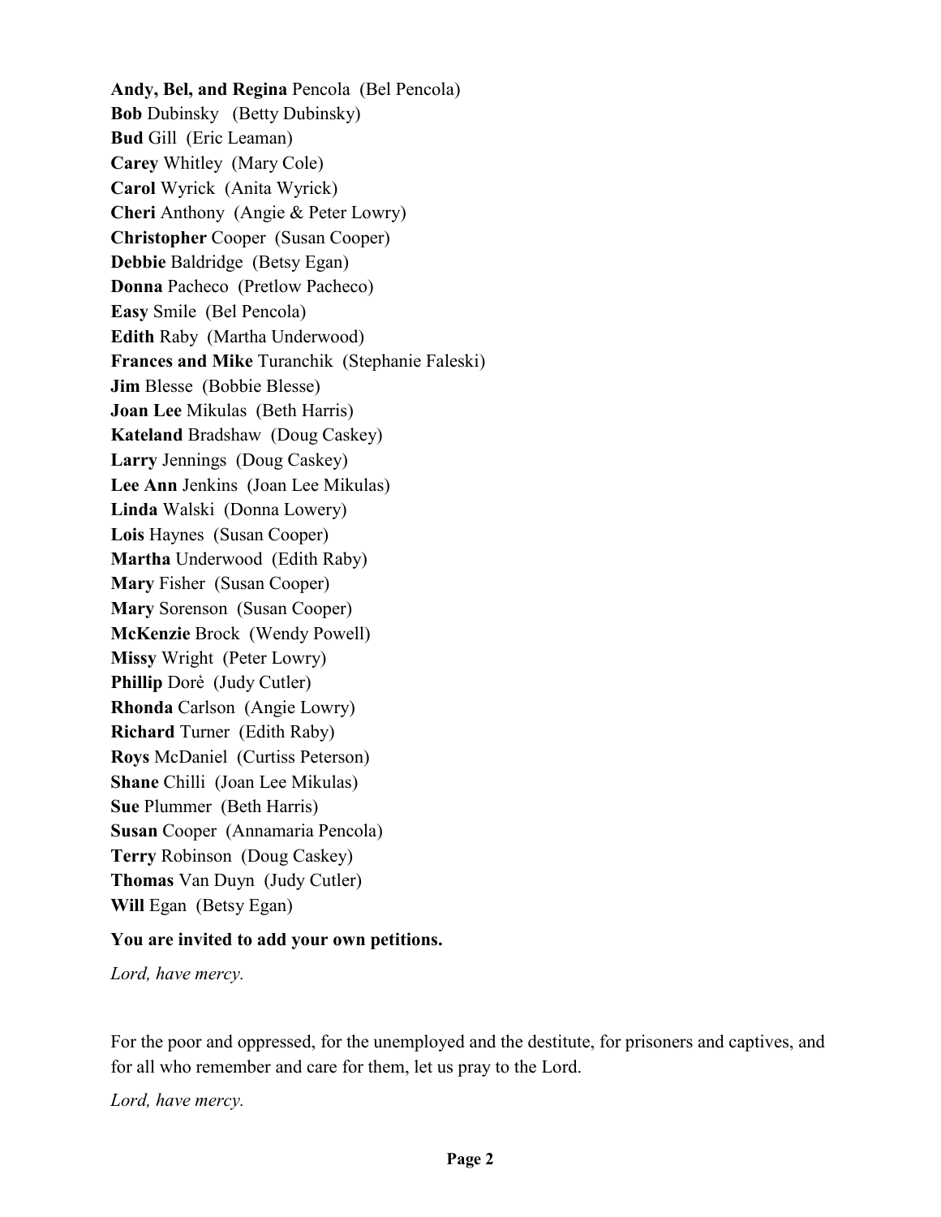**Andy, Bel, and Regina** Pencola (Bel Pencola)
**Bob** Dubinsky (Betty Dubinsky)
**Bud** Gill (Eric Leaman)
**Carey** Whitley (Mary Cole)
**Carol** Wyrick (Anita Wyrick)
**Cheri** Anthony (Angie & Peter Lowry)
**Christopher** Cooper (Susan Cooper)
**Debbie** Baldridge (Betsy Egan)
**Donna** Pacheco (Pretlow Pacheco)
**Easy** Smile (Bel Pencola)
**Edith** Raby (Martha Underwood)
**Frances and Mike** Turanchik (Stephanie Faleski)
**Jim** Blesse (Bobbie Blesse)
**Joan Lee** Mikulas (Beth Harris)
**Kateland** Bradshaw (Doug Caskey)
**Larry** Jennings (Doug Caskey)
**Lee Ann** Jenkins (Joan Lee Mikulas)
**Linda** Walski (Donna Lowery)
**Lois** Haynes (Susan Cooper)
**Martha** Underwood (Edith Raby)
**Mary** Fisher (Susan Cooper)
**Mary** Sorenson (Susan Cooper)
**McKenzie** Brock (Wendy Powell)
**Missy** Wright (Peter Lowry)
**Phillip** Doré (Judy Cutler)
**Rhonda** Carlson (Angie Lowry)
**Richard** Turner (Edith Raby)
**Roys** McDaniel (Curtiss Peterson)
**Shane** Chilli (Joan Lee Mikulas)
**Sue** Plummer (Beth Harris)
**Susan** Cooper (Annamaria Pencola)
**Terry** Robinson (Doug Caskey)
**Thomas** Van Duyn (Judy Cutler)
**Will** Egan (Betsy Egan)

**You are invited to add your own petitions.**

*Lord, have mercy.*

For the poor and oppressed, for the unemployed and the destitute, for prisoners and captives, and for all who remember and care for them, let us pray to the Lord.

*Lord, have mercy.*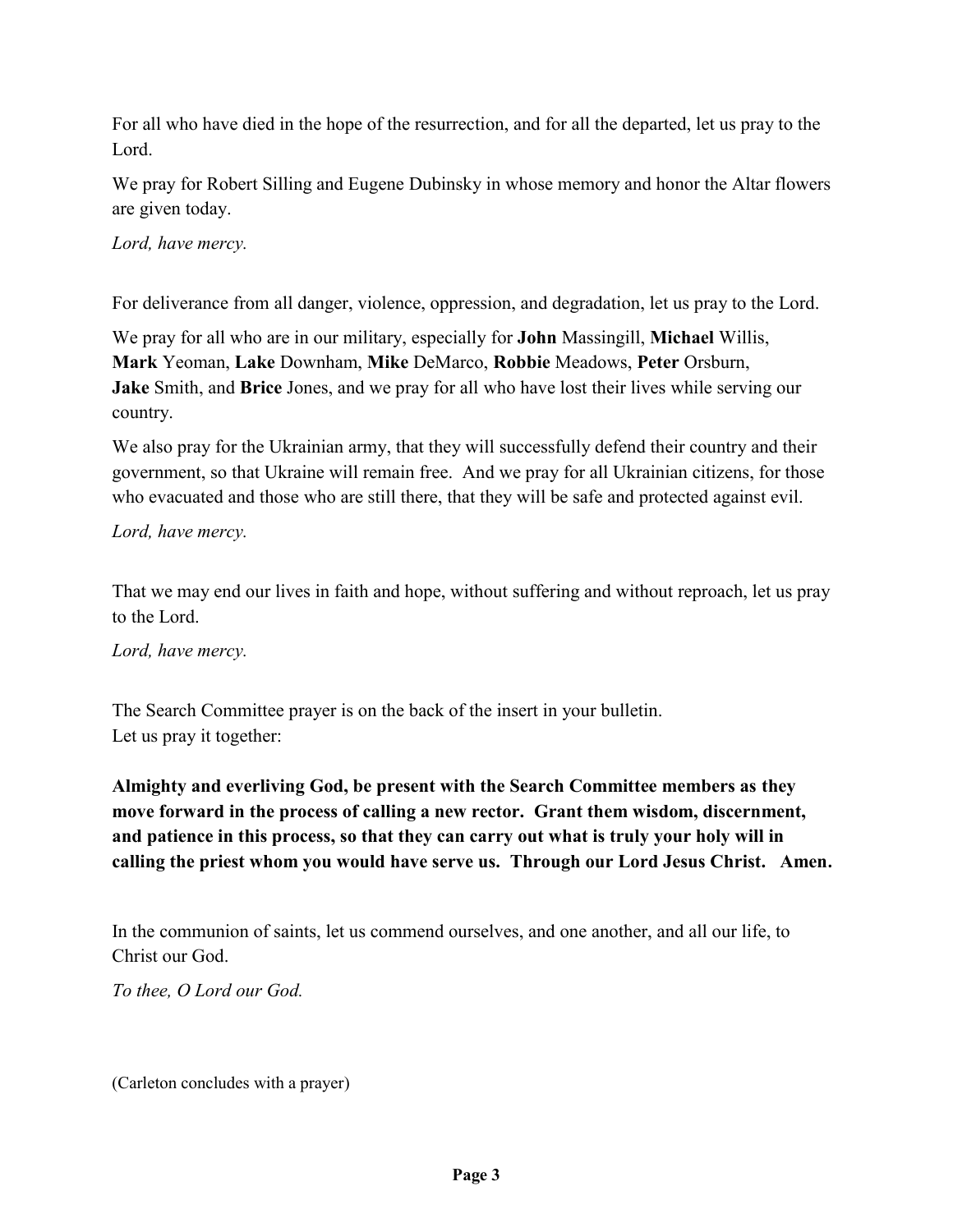For all who have died in the hope of the resurrection, and for all the departed, let us pray to the Lord.

We pray for Robert Silling and Eugene Dubinsky in whose memory and honor the Altar flowers are given today.

*Lord, have mercy.*

For deliverance from all danger, violence, oppression, and degradation, let us pray to the Lord.

We pray for all who are in our military, especially for **John** Massingill, **Michael** Willis, **Mark** Yeoman, **Lake** Downham, **Mike** DeMarco, **Robbie** Meadows, **Peter** Orsburn, **Jake** Smith, and **Brice** Jones, and we pray for all who have lost their lives while serving our country.

We also pray for the Ukrainian army, that they will successfully defend their country and their government, so that Ukraine will remain free. And we pray for all Ukrainian citizens, for those who evacuated and those who are still there, that they will be safe and protected against evil.

*Lord, have mercy.*

That we may end our lives in faith and hope, without suffering and without reproach, let us pray to the Lord.

*Lord, have mercy.*

The Search Committee prayer is on the back of the insert in your bulletin.
Let us pray it together:

**Almighty and everliving God, be present with the Search Committee members as they move forward in the process of calling a new rector. Grant them wisdom, discernment, and patience in this process, so that they can carry out what is truly your holy will in calling the priest whom you would have serve us. Through our Lord Jesus Christ. Amen.**

In the communion of saints, let us commend ourselves, and one another, and all our life, to Christ our God.

*To thee, O Lord our God.*

(Carleton concludes with a prayer)